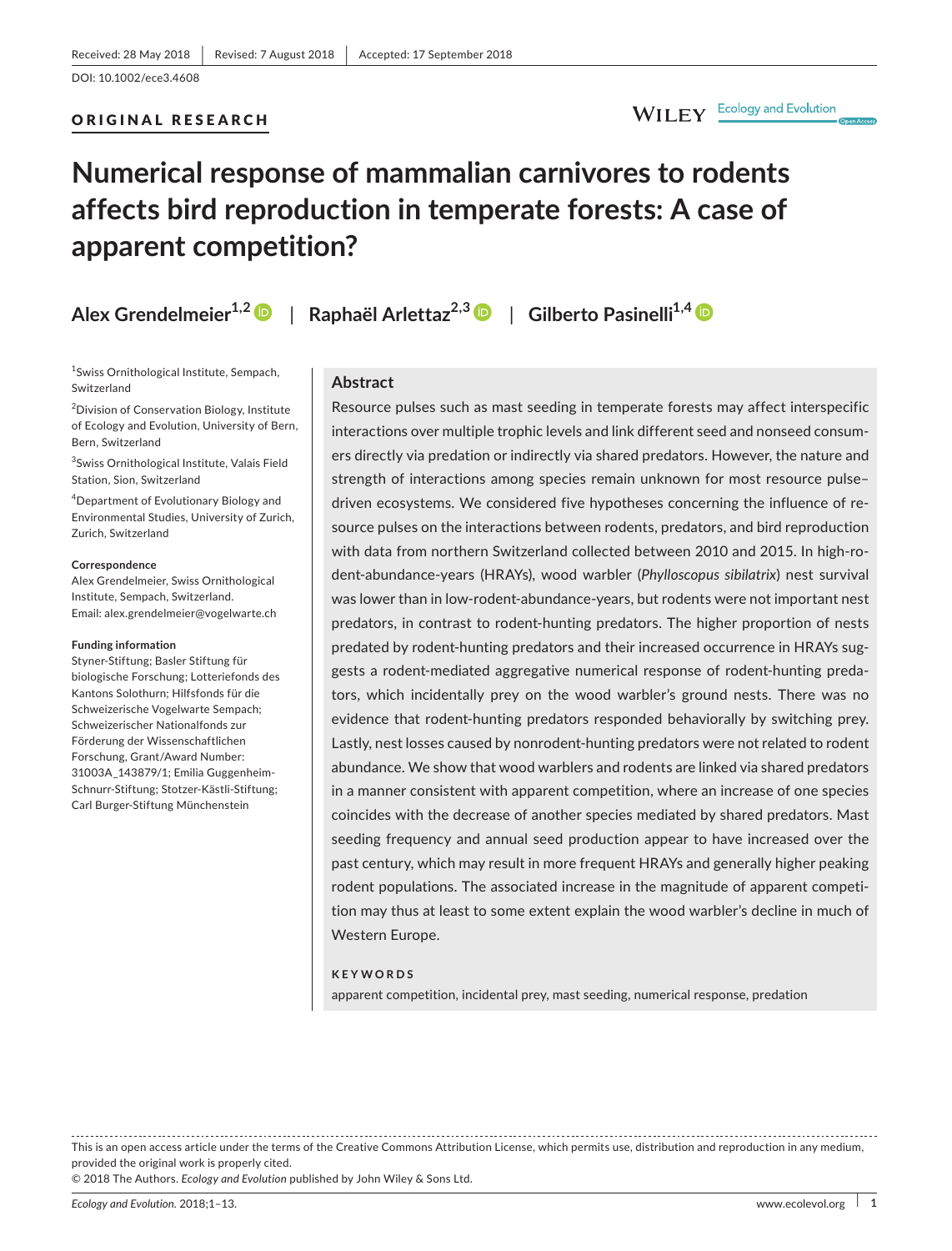Received: 28 May 2018 | Revised: 7 August 2018 | Accepted: 17 September 2018

DOI: 10.1002/ece3.4608

ORIGINAL RESEARCH

# Numerical response of mammalian carnivores to rodents affects bird reproduction in temperate forests: A case of apparent competition?

**Alex Grendelmeier[1,2] | Raphaël Arlettaz[2,3] | Gilberto Pasinelli[1,4]**

[1]Swiss Ornithological Institute, Sempach, Switzerland

[2]Division of Conservation Biology, Institute of Ecology and Evolution, University of Bern, Bern, Switzerland

[3]Swiss Ornithological Institute, Valais Field Station, Sion, Switzerland

[4]Department of Evolutionary Biology and Environmental Studies, University of Zurich, Zurich, Switzerland

**Correspondence**
Alex Grendelmeier, Swiss Ornithological Institute, Sempach, Switzerland.
Email: alex.grendelmeier@vogelwarte.ch

**Funding information**
Styner-Stiftung; Basler Stiftung für biologische Forschung; Lotteriefonds des Kantons Solothurn; Hilfsfonds für die Schweizerische Vogelwarte Sempach; Schweizerischer Nationalfonds zur Förderung der Wissenschaftlichen Forschung, Grant/Award Number: 31003A_143879/1; Emilia Guggenheim-Schnurr-Stiftung; Stotzer-Kästli-Stiftung; Carl Burger-Stiftung Münchenstein

## Abstract

Resource pulses such as mast seeding in temperate forests may affect interspecific interactions over multiple trophic levels and link different seed and nonseed consumers directly via predation or indirectly via shared predators. However, the nature and strength of interactions among species remain unknown for most resource pulse–driven ecosystems. We considered five hypotheses concerning the influence of resource pulses on the interactions between rodents, predators, and bird reproduction with data from northern Switzerland collected between 2010 and 2015. In high-rodent-abundance-years (HRAYs), wood warbler (*Phylloscopus sibilatrix*) nest survival was lower than in low-rodent-abundance-years, but rodents were not important nest predators, in contrast to rodent-hunting predators. The higher proportion of nests predated by rodent-hunting predators and their increased occurrence in HRAYs suggests a rodent-mediated aggregative numerical response of rodent-hunting predators, which incidentally prey on the wood warbler's ground nests. There was no evidence that rodent-hunting predators responded behaviorally by switching prey. Lastly, nest losses caused by nonrodent-hunting predators were not related to rodent abundance. We show that wood warblers and rodents are linked via shared predators in a manner consistent with apparent competition, where an increase of one species coincides with the decrease of another species mediated by shared predators. Mast seeding frequency and annual seed production appear to have increased over the past century, which may result in more frequent HRAYs and generally higher peaking rodent populations. The associated increase in the magnitude of apparent competition may thus at least to some extent explain the wood warbler's decline in much of Western Europe.

**KEYWORDS**

apparent competition, incidental prey, mast seeding, numerical response, predation

---

This is an open access article under the terms of the Creative Commons Attribution License, which permits use, distribution and reproduction in any medium, provided the original work is properly cited.
© 2018 The Authors. *Ecology and Evolution* published by John Wiley & Sons Ltd.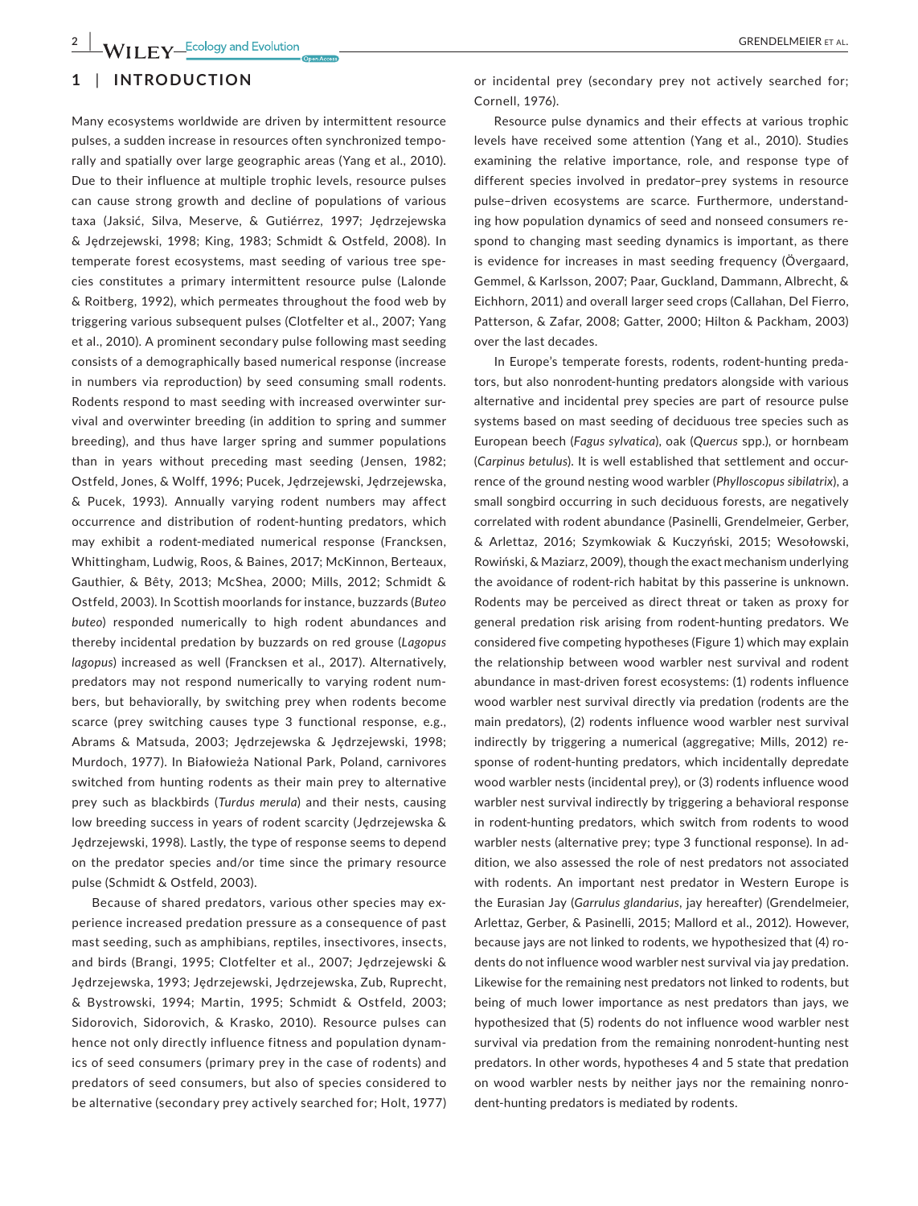## 1 | INTRODUCTION

Many ecosystems worldwide are driven by intermittent resource pulses, a sudden increase in resources often synchronized temporally and spatially over large geographic areas (Yang et al., 2010). Due to their influence at multiple trophic levels, resource pulses can cause strong growth and decline of populations of various taxa (Jaksić, Silva, Meserve, & Gutiérrez, 1997; Jędrzejewska & Jędrzejewski, 1998; King, 1983; Schmidt & Ostfeld, 2008). In temperate forest ecosystems, mast seeding of various tree species constitutes a primary intermittent resource pulse (Lalonde & Roitberg, 1992), which permeates throughout the food web by triggering various subsequent pulses (Clotfelter et al., 2007; Yang et al., 2010). A prominent secondary pulse following mast seeding consists of a demographically based numerical response (increase in numbers via reproduction) by seed consuming small rodents. Rodents respond to mast seeding with increased overwinter survival and overwinter breeding (in addition to spring and summer breeding), and thus have larger spring and summer populations than in years without preceding mast seeding (Jensen, 1982; Ostfeld, Jones, & Wolff, 1996; Pucek, Jędrzejewski, Jędrzejewska, & Pucek, 1993). Annually varying rodent numbers may affect occurrence and distribution of rodent-hunting predators, which may exhibit a rodent-mediated numerical response (Francksen, Whittingham, Ludwig, Roos, & Baines, 2017; McKinnon, Berteaux, Gauthier, & Bêty, 2013; McShea, 2000; Mills, 2012; Schmidt & Ostfeld, 2003). In Scottish moorlands for instance, buzzards (*Buteo buteo*) responded numerically to high rodent abundances and thereby incidental predation by buzzards on red grouse (*Lagopus lagopus*) increased as well (Francksen et al., 2017). Alternatively, predators may not respond numerically to varying rodent numbers, but behaviorally, by switching prey when rodents become scarce (prey switching causes type 3 functional response, e.g., Abrams & Matsuda, 2003; Jędrzejewska & Jędrzejewski, 1998; Murdoch, 1977). In Białowieża National Park, Poland, carnivores switched from hunting rodents as their main prey to alternative prey such as blackbirds (*Turdus merula*) and their nests, causing low breeding success in years of rodent scarcity (Jędrzejewska & Jędrzejewski, 1998). Lastly, the type of response seems to depend on the predator species and/or time since the primary resource pulse (Schmidt & Ostfeld, 2003).

Because of shared predators, various other species may experience increased predation pressure as a consequence of past mast seeding, such as amphibians, reptiles, insectivores, insects, and birds (Brangi, 1995; Clotfelter et al., 2007; Jędrzejewski & Jędrzejewska, 1993; Jędrzejewski, Jędrzejewska, Zub, Ruprecht, & Bystrowski, 1994; Martin, 1995; Schmidt & Ostfeld, 2003; Sidorovich, Sidorovich, & Krasko, 2010). Resource pulses can hence not only directly influence fitness and population dynamics of seed consumers (primary prey in the case of rodents) and predators of seed consumers, but also of species considered to be alternative (secondary prey actively searched for; Holt, 1977) or incidental prey (secondary prey not actively searched for; Cornell, 1976).

Resource pulse dynamics and their effects at various trophic levels have received some attention (Yang et al., 2010). Studies examining the relative importance, role, and response type of different species involved in predator–prey systems in resource pulse–driven ecosystems are scarce. Furthermore, understanding how population dynamics of seed and nonseed consumers respond to changing mast seeding dynamics is important, as there is evidence for increases in mast seeding frequency (Övergaard, Gemmel, & Karlsson, 2007; Paar, Guckland, Dammann, Albrecht, & Eichhorn, 2011) and overall larger seed crops (Callahan, Del Fierro, Patterson, & Zafar, 2008; Gatter, 2000; Hilton & Packham, 2003) over the last decades.

In Europe's temperate forests, rodents, rodent-hunting predators, but also nonrodent-hunting predators alongside with various alternative and incidental prey species are part of resource pulse systems based on mast seeding of deciduous tree species such as European beech (*Fagus sylvatica*), oak (*Quercus* spp.), or hornbeam (*Carpinus betulus*). It is well established that settlement and occurrence of the ground nesting wood warbler (*Phylloscopus sibilatrix*), a small songbird occurring in such deciduous forests, are negatively correlated with rodent abundance (Pasinelli, Grendelmeier, Gerber, & Arlettaz, 2016; Szymkowiak & Kuczyński, 2015; Wesołowski, Rowiński, & Maziarz, 2009), though the exact mechanism underlying the avoidance of rodent-rich habitat by this passerine is unknown. Rodents may be perceived as direct threat or taken as proxy for general predation risk arising from rodent-hunting predators. We considered five competing hypotheses (Figure 1) which may explain the relationship between wood warbler nest survival and rodent abundance in mast-driven forest ecosystems: (1) rodents influence wood warbler nest survival directly via predation (rodents are the main predators), (2) rodents influence wood warbler nest survival indirectly by triggering a numerical (aggregative; Mills, 2012) response of rodent-hunting predators, which incidentally depredate wood warbler nests (incidental prey), or (3) rodents influence wood warbler nest survival indirectly by triggering a behavioral response in rodent-hunting predators, which switch from rodents to wood warbler nests (alternative prey; type 3 functional response). In addition, we also assessed the role of nest predators not associated with rodents. An important nest predator in Western Europe is the Eurasian Jay (*Garrulus glandarius*, jay hereafter) (Grendelmeier, Arlettaz, Gerber, & Pasinelli, 2015; Mallord et al., 2012). However, because jays are not linked to rodents, we hypothesized that (4) rodents do not influence wood warbler nest survival via jay predation. Likewise for the remaining nest predators not linked to rodents, but being of much lower importance as nest predators than jays, we hypothesized that (5) rodents do not influence wood warbler nest survival via predation from the remaining nonrodent-hunting nest predators. In other words, hypotheses 4 and 5 state that predation on wood warbler nests by neither jays nor the remaining nonrodent-hunting predators is mediated by rodents.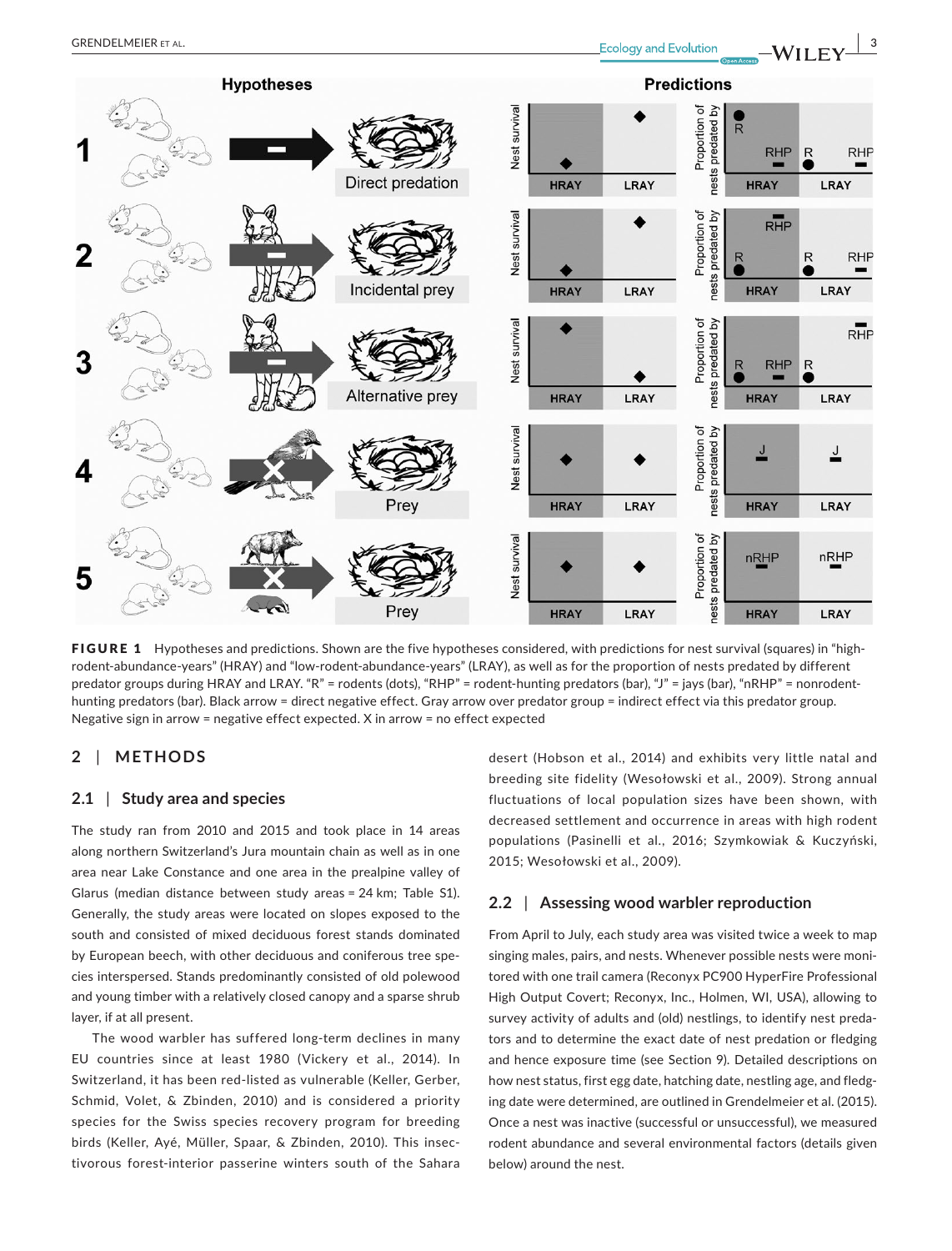FIGURE 1 Hypotheses and predictions. Shown are the five hypotheses considered, with predictions for nest survival (squares) in "high-rodent-abundance-years" (HRAY) and "low-rodent-abundance-years" (LRAY), as well as for the proportion of nests predated by different predator groups during HRAY and LRAY. "R" = rodents (dots), "RHP" = rodent-hunting predators (bar), "J" = jays (bar), "nRHP" = nonrodent-hunting predators (bar). Black arrow = direct negative effect. Gray arrow over predator group = indirect effect via this predator group. Negative sign in arrow = negative effect expected. X in arrow = no effect expected

## 2 | METHODS

### 2.1 | Study area and species

The study ran from 2010 and 2015 and took place in 14 areas along northern Switzerland's Jura mountain chain as well as in one area near Lake Constance and one area in the prealpine valley of Glarus (median distance between study areas = 24 km; Table S1). Generally, the study areas were located on slopes exposed to the south and consisted of mixed deciduous forest stands dominated by European beech, with other deciduous and coniferous tree species interspersed. Stands predominantly consisted of old polewood and young timber with a relatively closed canopy and a sparse shrub layer, if at all present.

The wood warbler has suffered long-term declines in many EU countries since at least 1980 (Vickery et al., 2014). In Switzerland, it has been red-listed as vulnerable (Keller, Gerber, Schmid, Volet, & Zbinden, 2010) and is considered a priority species for the Swiss species recovery program for breeding birds (Keller, Ayé, Müller, Spaar, & Zbinden, 2010). This insectivorous forest-interior passerine winters south of the Sahara desert (Hobson et al., 2014) and exhibits very little natal and breeding site fidelity (Wesołowski et al., 2009). Strong annual fluctuations of local population sizes have been shown, with decreased settlement and occurrence in areas with high rodent populations (Pasinelli et al., 2016; Szymkowiak & Kuczyński, 2015; Wesołowski et al., 2009).

### 2.2 | Assessing wood warbler reproduction

From April to July, each study area was visited twice a week to map singing males, pairs, and nests. Whenever possible nests were monitored with one trail camera (Reconyx PC900 HyperFire Professional High Output Covert; Reconyx, Inc., Holmen, WI, USA), allowing to survey activity of adults and (old) nestlings, to identify nest predators and to determine the exact date of nest predation or fledging and hence exposure time (see Section 9). Detailed descriptions on how nest status, first egg date, hatching date, nestling age, and fledging date were determined, are outlined in Grendelmeier et al. (2015). Once a nest was inactive (successful or unsuccessful), we measured rodent abundance and several environmental factors (details given below) around the nest.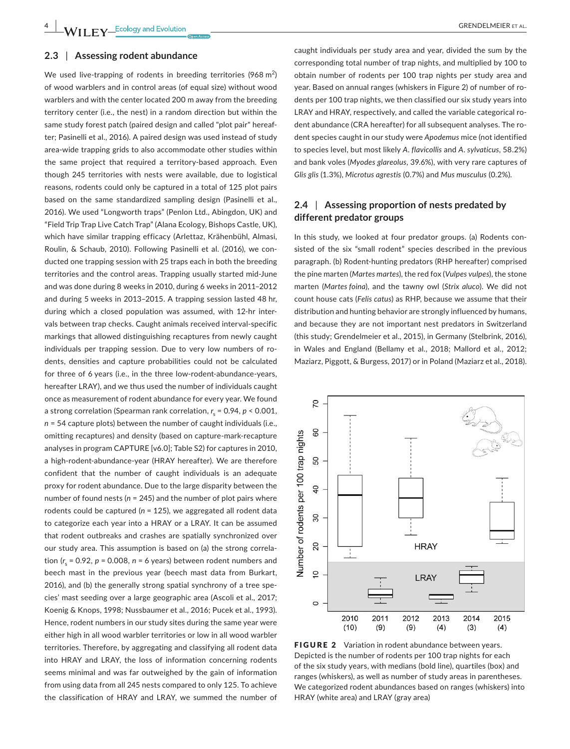## 2.3 | Assessing rodent abundance

We used live-trapping of rodents in breeding territories (968 $m^2$) of wood warblers and in control areas (of equal size) without wood warblers and with the center located 200 m away from the breeding territory center (i.e., the nest) in a random direction but within the same study forest patch (paired design and called "plot pair" hereafter; Pasinelli et al., 2016). A paired design was used instead of study area-wide trapping grids to also accommodate other studies within the same project that required a territory-based approach. Even though 245 territories with nests were available, due to logistical reasons, rodents could only be captured in a total of 125 plot pairs based on the same standardized sampling design (Pasinelli et al., 2016). We used "Longworth traps" (Penlon Ltd., Abingdon, UK) and "Field Trip Trap Live Catch Trap" (Alana Ecology, Bishops Castle, UK), which have similar trapping efficacy (Arlettaz, Krähenbühl, Almasi, Roulin, & Schaub, 2010). Following Pasinelli et al. (2016), we conducted one trapping session with 25 traps each in both the breeding territories and the control areas. Trapping usually started mid-June and was done during 8 weeks in 2010, during 6 weeks in 2011–2012 and during 5 weeks in 2013–2015. A trapping session lasted 48 hr, during which a closed population was assumed, with 12-hr intervals between trap checks. Caught animals received interval-specific markings that allowed distinguishing recaptures from newly caught individuals per trapping session. Due to very low numbers of rodents, densities and capture probabilities could not be calculated for three of 6 years (i.e., in the three low-rodent-abundance-years, hereafter LRAY), and we thus used the number of individuals caught once as measurement of rodent abundance for every year. We found a strong correlation (Spearman rank correlation, $r_s = 0.94$, $p < 0.001$, $n = 54$ capture plots) between the number of caught individuals (i.e., omitting recaptures) and density (based on capture-mark-recapture analyses in program CAPTURE [v6.0]; Table S2) for captures in 2010, a high-rodent-abundance-year (HRAY hereafter). We are therefore confident that the number of caught individuals is an adequate proxy for rodent abundance. Due to the large disparity between the number of found nests ($n = 245$) and the number of plot pairs where rodents could be captured ($n = 125$), we aggregated all rodent data to categorize each year into a HRAY or a LRAY. It can be assumed that rodent outbreaks and crashes are spatially synchronized over our study area. This assumption is based on (a) the strong correlation ($r_s = 0.92$, $p = 0.008$, $n = 6$ years) between rodent numbers and beech mast in the previous year (beech mast data from Burkart, 2016), and (b) the generally strong spatial synchrony of a tree species' mast seeding over a large geographic area (Ascoli et al., 2017; Koenig & Knops, 1998; Nussbaumer et al., 2016; Pucek et al., 1993). Hence, rodent numbers in our study sites during the same year were either high in all wood warbler territories or low in all wood warbler territories. Therefore, by aggregating and classifying all rodent data into HRAY and LRAY, the loss of information concerning rodents seems minimal and was far outweighed by the gain of information from using data from all 245 nests compared to only 125. To achieve the classification of HRAY and LRAY, we summed the number of caught individuals per study area and year, divided the sum by the corresponding total number of trap nights, and multiplied by 100 to obtain number of rodents per 100 trap nights per study area and year. Based on annual ranges (whiskers in Figure 2) of number of rodents per 100 trap nights, we then classified our six study years into LRAY and HRAY, respectively, and called the variable categorical rodent abundance (CRA hereafter) for all subsequent analyses. The rodent species caught in our study were *Apodemus* mice (not identified to species level, but most likely *A. flavicollis* and *A. sylvaticus*, 58.2%) and bank voles (*Myodes glareolus*, 39.6%), with very rare captures of *Glis glis* (1.3%), *Microtus agrestis* (0.7%) and *Mus musculus* (0.2%).

## 2.4 | Assessing proportion of nests predated by different predator groups

In this study, we looked at four predator groups. (a) Rodents consisted of the six "small rodent" species described in the previous paragraph. (b) Rodent-hunting predators (RHP hereafter) comprised the pine marten (*Martes martes*), the red fox (*Vulpes vulpes*), the stone marten (*Martes foina*), and the tawny owl (*Strix aluco*). We did not count house cats (*Felis catus*) as RHP, because we assume that their distribution and hunting behavior are strongly influenced by humans, and because they are not important nest predators in Switzerland (this study; Grendelmeier et al., 2015), in Germany (Stelbrink, 2016), in Wales and England (Bellamy et al., 2018; Mallord et al., 2012; Maziarz, Piggott, & Burgess, 2017) or in Poland (Maziarz et al., 2018).

**FIGURE 2** Variation in rodent abundance between years. Depicted is the number of rodents per 100 trap nights for each of the six study years, with medians (bold line), quartiles (box) and ranges (whiskers), as well as number of study areas in parentheses. We categorized rodent abundances based on ranges (whiskers) into HRAY (white area) and LRAY (gray area)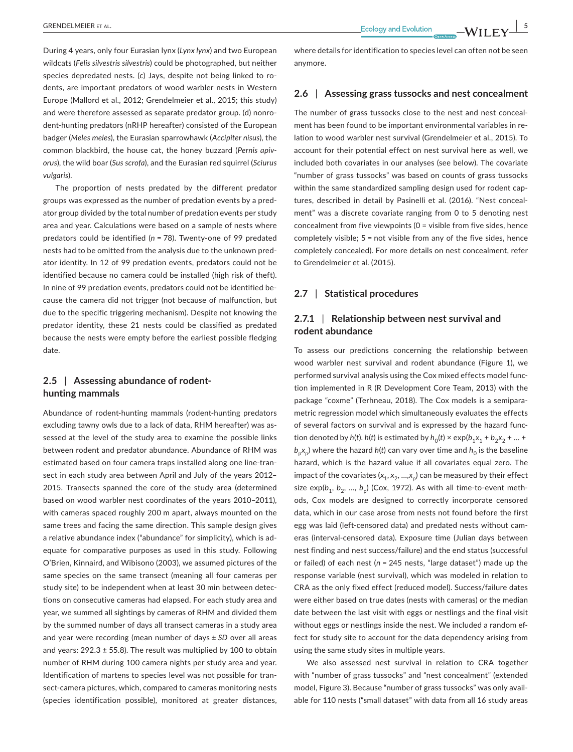During 4 years, only four Eurasian lynx (*Lynx lynx*) and two European wildcats (*Felis silvestris silvestris*) could be photographed, but neither species depredated nests. (c) Jays, despite not being linked to rodents, are important predators of wood warbler nests in Western Europe (Mallord et al., 2012; Grendelmeier et al., 2015; this study) and were therefore assessed as separate predator group. (d) nonrodent-hunting predators (nRHP hereafter) consisted of the European badger (*Meles meles*), the Eurasian sparrowhawk (*Accipiter nisus*), the common blackbird, the house cat, the honey buzzard (*Pernis apivorus*), the wild boar (*Sus scrofa*), and the Eurasian red squirrel (*Sciurus vulgaris*).

The proportion of nests predated by the different predator groups was expressed as the number of predation events by a predator group divided by the total number of predation events per study area and year. Calculations were based on a sample of nests where predators could be identified ($n = 78$). Twenty-one of 99 predated nests had to be omitted from the analysis due to the unknown predator identity. In 12 of 99 predation events, predators could not be identified because no camera could be installed (high risk of theft). In nine of 99 predation events, predators could not be identified because the camera did not trigger (not because of malfunction, but due to the specific triggering mechanism). Despite not knowing the predator identity, these 21 nests could be classified as predated because the nests were empty before the earliest possible fledging date.

## 2.5 | Assessing abundance of rodent-hunting mammals

Abundance of rodent-hunting mammals (rodent-hunting predators excluding tawny owls due to a lack of data, RHM hereafter) was assessed at the level of the study area to examine the possible links between rodent and predator abundance. Abundance of RHM was estimated based on four camera traps installed along one line-transect in each study area between April and July of the years 2012–2015. Transects spanned the core of the study area (determined based on wood warbler nest coordinates of the years 2010–2011), with cameras spaced roughly 200 m apart, always mounted on the same trees and facing the same direction. This sample design gives a relative abundance index ("abundance" for simplicity), which is adequate for comparative purposes as used in this study. Following O'Brien, Kinnaird, and Wibisono (2003), we assumed pictures of the same species on the same transect (meaning all four cameras per study site) to be independent when at least 30 min between detections on consecutive cameras had elapsed. For each study area and year, we summed all sightings by cameras of RHM and divided them by the summed number of days all transect cameras in a study area and year were recording (mean number of days ± *SD* over all areas and years: 292.3 ± 55.8). The result was multiplied by 100 to obtain number of RHM during 100 camera nights per study area and year. Identification of martens to species level was not possible for transect-camera pictures, which, compared to cameras monitoring nests (species identification possible), monitored at greater distances, where details for identification to species level can often not be seen anymore.

## 2.6 | Assessing grass tussocks and nest concealment

The number of grass tussocks close to the nest and nest concealment has been found to be important environmental variables in relation to wood warbler nest survival (Grendelmeier et al., 2015). To account for their potential effect on nest survival here as well, we included both covariates in our analyses (see below). The covariate "number of grass tussocks" was based on counts of grass tussocks within the same standardized sampling design used for rodent captures, described in detail by Pasinelli et al. (2016). "Nest concealment" was a discrete covariate ranging from 0 to 5 denoting nest concealment from five viewpoints (0 = visible from five sides, hence completely visible; 5 = not visible from any of the five sides, hence completely concealed). For more details on nest concealment, refer to Grendelmeier et al. (2015).

## 2.7 | Statistical procedures

### 2.7.1 | Relationship between nest survival and rodent abundance

To assess our predictions concerning the relationship between wood warbler nest survival and rodent abundance (Figure 1), we performed survival analysis using the Cox mixed effects model function implemented in R (R Development Core Team, 2013) with the package "coxme" (Terhneau, 2018). The Cox models is a semiparametric regression model which simultaneously evaluates the effects of several factors on survival and is expressed by the hazard function denoted by $h(t)$. $h(t)$ is estimated by $h_0(t) \times \exp(b_1x_1 + b_2x_2 + \ldots + b_px_p)$ where the hazard $h(t)$ can vary over time and $h_0$ is the baseline hazard, which is the hazard value if all covariates equal zero. The impact of the covariates ($x_1, x_2, \ldots, x_p$) can be measured by their effect size $\exp(b_1, b_2, \ldots, b_p)$ (Cox, 1972). As with all time-to-event methods, Cox models are designed to correctly incorporate censored data, which in our case arose from nests not found before the first egg was laid (left-censored data) and predated nests without cameras (interval-censored data). Exposure time (Julian days between nest finding and nest success/failure) and the end status (successful or failed) of each nest ($n = 245$ nests, "large dataset") made up the response variable (nest survival), which was modeled in relation to CRA as the only fixed effect (reduced model). Success/failure dates were either based on true dates (nests with cameras) or the median date between the last visit with eggs or nestlings and the final visit without eggs or nestlings inside the nest. We included a random effect for study site to account for the data dependency arising from using the same study sites in multiple years.

We also assessed nest survival in relation to CRA together with "number of grass tussocks" and "nest concealment" (extended model, Figure 3). Because "number of grass tussocks" was only available for 110 nests ("small dataset" with data from all 16 study areas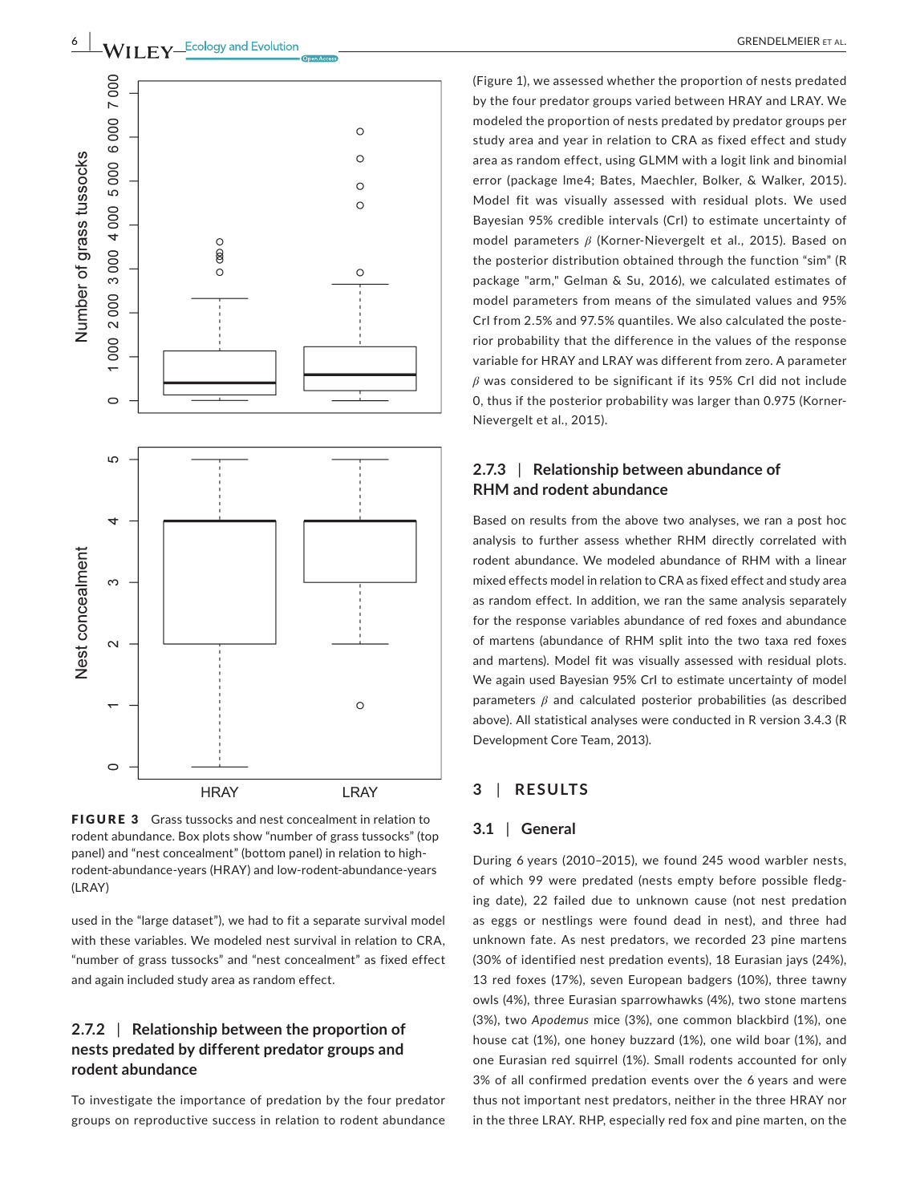FIGURE 3 Grass tussocks and nest concealment in relation to rodent abundance. Box plots show "number of grass tussocks" (top panel) and "nest concealment" (bottom panel) in relation to high-rodent-abundance-years (HRAY) and low-rodent-abundance-years (LRAY)

used in the "large dataset"), we had to fit a separate survival model with these variables. We modeled nest survival in relation to CRA, "number of grass tussocks" and "nest concealment" as fixed effect and again included study area as random effect.

### 2.7.2 | Relationship between the proportion of nests predated by different predator groups and rodent abundance

To investigate the importance of predation by the four predator groups on reproductive success in relation to rodent abundance (Figure 1), we assessed whether the proportion of nests predated by the four predator groups varied between HRAY and LRAY. We modeled the proportion of nests predated by predator groups per study area and year in relation to CRA as fixed effect and study area as random effect, using GLMM with a logit link and binomial error (package lme4; Bates, Maechler, Bolker, & Walker, 2015). Model fit was visually assessed with residual plots. We used Bayesian 95% credible intervals (CrI) to estimate uncertainty of model parameters $\beta$ (Korner-Nievergelt et al., 2015). Based on the posterior distribution obtained through the function "sim" (R package "arm," Gelman & Su, 2016), we calculated estimates of model parameters from means of the simulated values and 95% CrI from 2.5% and 97.5% quantiles. We also calculated the posterior probability that the difference in the values of the response variable for HRAY and LRAY was different from zero. A parameter $\beta$ was considered to be significant if its 95% CrI did not include 0, thus if the posterior probability was larger than 0.975 (Korner-Nievergelt et al., 2015).

### 2.7.3 | Relationship between abundance of RHM and rodent abundance

Based on results from the above two analyses, we ran a post hoc analysis to further assess whether RHM directly correlated with rodent abundance. We modeled abundance of RHM with a linear mixed effects model in relation to CRA as fixed effect and study area as random effect. In addition, we ran the same analysis separately for the response variables abundance of red foxes and abundance of martens (abundance of RHM split into the two taxa red foxes and martens). Model fit was visually assessed with residual plots. We again used Bayesian 95% CrI to estimate uncertainty of model parameters $\beta$ and calculated posterior probabilities (as described above). All statistical analyses were conducted in R version 3.4.3 (R Development Core Team, 2013).

## 3 | RESULTS

### 3.1 | General

During 6 years (2010–2015), we found 245 wood warbler nests, of which 99 were predated (nests empty before possible fledging date), 22 failed due to unknown cause (not nest predation as eggs or nestlings were found dead in nest), and three had unknown fate. As nest predators, we recorded 23 pine martens (30% of identified nest predation events), 18 Eurasian jays (24%), 13 red foxes (17%), seven European badgers (10%), three tawny owls (4%), three Eurasian sparrowhawks (4%), two stone martens (3%), two *Apodemus* mice (3%), one common blackbird (1%), one house cat (1%), one honey buzzard (1%), one wild boar (1%), and one Eurasian red squirrel (1%). Small rodents accounted for only 3% of all confirmed predation events over the 6 years and were thus not important nest predators, neither in the three HRAY nor in the three LRAY. RHP, especially red fox and pine marten, on the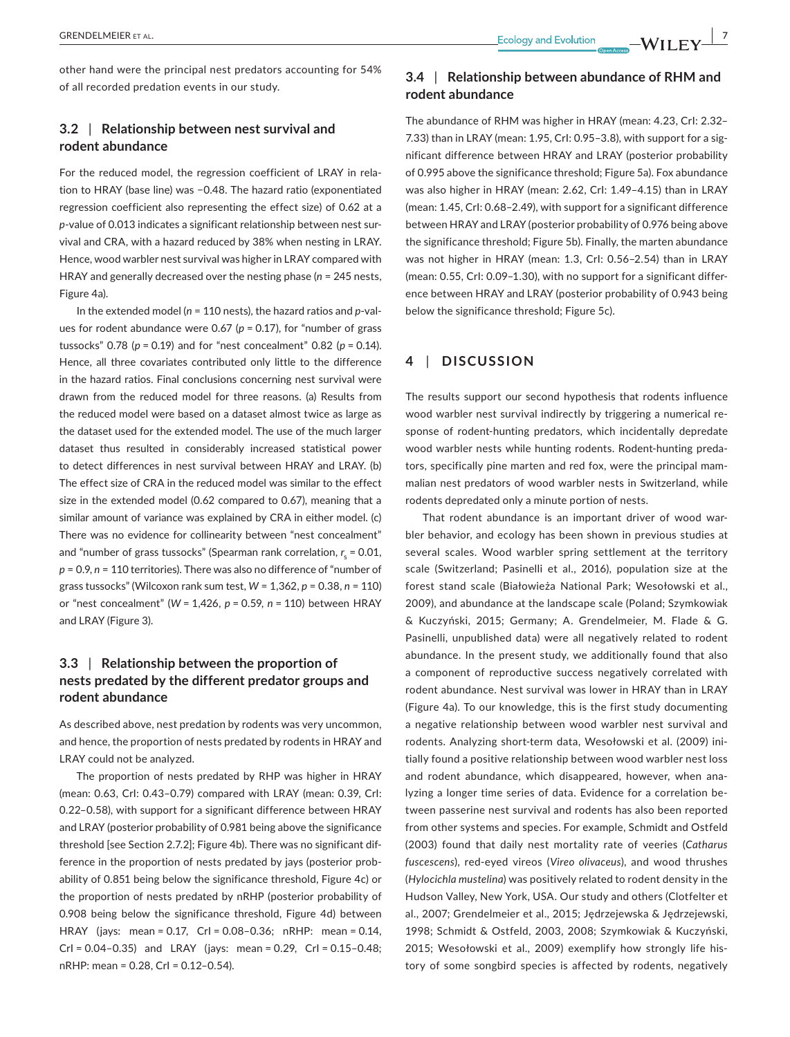other hand were the principal nest predators accounting for 54% of all recorded predation events in our study.

### 3.2 | Relationship between nest survival and rodent abundance

For the reduced model, the regression coefficient of LRAY in relation to HRAY (base line) was −0.48. The hazard ratio (exponentiated regression coefficient also representing the effect size) of 0.62 at a *p*-value of 0.013 indicates a significant relationship between nest survival and CRA, with a hazard reduced by 38% when nesting in LRAY. Hence, wood warbler nest survival was higher in LRAY compared with HRAY and generally decreased over the nesting phase ($n$ = 245 nests, Figure 4a).

In the extended model ($n$ = 110 nests), the hazard ratios and *p*-values for rodent abundance were 0.67 ($p$ = 0.17), for "number of grass tussocks" 0.78 ($p$ = 0.19) and for "nest concealment" 0.82 ($p$ = 0.14). Hence, all three covariates contributed only little to the difference in the hazard ratios. Final conclusions concerning nest survival were drawn from the reduced model for three reasons. (a) Results from the reduced model were based on a dataset almost twice as large as the dataset used for the extended model. The use of the much larger dataset thus resulted in considerably increased statistical power to detect differences in nest survival between HRAY and LRAY. (b) The effect size of CRA in the reduced model was similar to the effect size in the extended model (0.62 compared to 0.67), meaning that a similar amount of variance was explained by CRA in either model. (c) There was no evidence for collinearity between "nest concealment" and "number of grass tussocks" (Spearman rank correlation, $r_s$ = 0.01, $p$ = 0.9, $n$ = 110 territories). There was also no difference of "number of grass tussocks" (Wilcoxon rank sum test, $W$ = 1,362, $p$ = 0.38, $n$ = 110) or "nest concealment" ($W$ = 1,426, $p$ = 0.59, $n$ = 110) between HRAY and LRAY (Figure 3).

### 3.3 | Relationship between the proportion of nests predated by the different predator groups and rodent abundance

As described above, nest predation by rodents was very uncommon, and hence, the proportion of nests predated by rodents in HRAY and LRAY could not be analyzed.

The proportion of nests predated by RHP was higher in HRAY (mean: 0.63, CrI: 0.43–0.79) compared with LRAY (mean: 0.39, CrI: 0.22–0.58), with support for a significant difference between HRAY and LRAY (posterior probability of 0.981 being above the significance threshold [see Section 2.7.2]; Figure 4b). There was no significant difference in the proportion of nests predated by jays (posterior probability of 0.851 being below the significance threshold, Figure 4c) or the proportion of nests predated by nRHP (posterior probability of 0.908 being below the significance threshold, Figure 4d) between HRAY (jays: mean = 0.17, CrI = 0.08–0.36; nRHP: mean = 0.14, CrI = 0.04–0.35) and LRAY (jays: mean = 0.29, CrI = 0.15–0.48; nRHP: mean = 0.28, CrI = 0.12–0.54).

### 3.4 | Relationship between abundance of RHM and rodent abundance

The abundance of RHM was higher in HRAY (mean: 4.23, CrI: 2.32–7.33) than in LRAY (mean: 1.95, CrI: 0.95–3.8), with support for a significant difference between HRAY and LRAY (posterior probability of 0.995 above the significance threshold; Figure 5a). Fox abundance was also higher in HRAY (mean: 2.62, CrI: 1.49–4.15) than in LRAY (mean: 1.45, CrI: 0.68–2.49), with support for a significant difference between HRAY and LRAY (posterior probability of 0.976 being above the significance threshold; Figure 5b). Finally, the marten abundance was not higher in HRAY (mean: 1.3, CrI: 0.56–2.54) than in LRAY (mean: 0.55, CrI: 0.09–1.30), with no support for a significant difference between HRAY and LRAY (posterior probability of 0.943 being below the significance threshold; Figure 5c).

## 4 | DISCUSSION

The results support our second hypothesis that rodents influence wood warbler nest survival indirectly by triggering a numerical response of rodent-hunting predators, which incidentally depredate wood warbler nests while hunting rodents. Rodent-hunting predators, specifically pine marten and red fox, were the principal mammalian nest predators of wood warbler nests in Switzerland, while rodents depredated only a minute portion of nests.

That rodent abundance is an important driver of wood warbler behavior, and ecology has been shown in previous studies at several scales. Wood warbler spring settlement at the territory scale (Switzerland; Pasinelli et al., 2016), population size at the forest stand scale (Białowieża National Park; Wesołowski et al., 2009), and abundance at the landscape scale (Poland; Szymkowiak & Kuczyński, 2015; Germany; A. Grendelmeier, M. Flade & G. Pasinelli, unpublished data) were all negatively related to rodent abundance. In the present study, we additionally found that also a component of reproductive success negatively correlated with rodent abundance. Nest survival was lower in HRAY than in LRAY (Figure 4a). To our knowledge, this is the first study documenting a negative relationship between wood warbler nest survival and rodents. Analyzing short-term data, Wesołowski et al. (2009) initially found a positive relationship between wood warbler nest loss and rodent abundance, which disappeared, however, when analyzing a longer time series of data. Evidence for a correlation between passerine nest survival and rodents has also been reported from other systems and species. For example, Schmidt and Ostfeld (2003) found that daily nest mortality rate of veeries (*Catharus fuscescens*), red-eyed vireos (*Vireo olivaceus*), and wood thrushes (*Hylocichla mustelina*) was positively related to rodent density in the Hudson Valley, New York, USA. Our study and others (Clotfelter et al., 2007; Grendelmeier et al., 2015; Jędrzejewska & Jędrzejewski, 1998; Schmidt & Ostfeld, 2003, 2008; Szymkowiak & Kuczyński, 2015; Wesołowski et al., 2009) exemplify how strongly life history of some songbird species is affected by rodents, negatively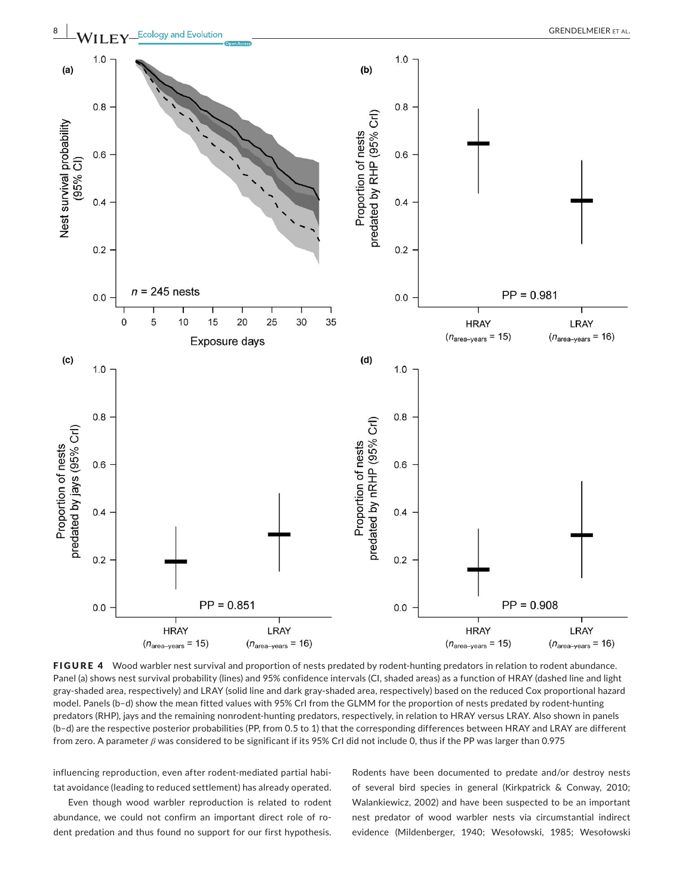**FIGURE 4** Wood warbler nest survival and proportion of nests predated by rodent-hunting predators in relation to rodent abundance. Panel (a) shows nest survival probability (lines) and 95% confidence intervals (CI, shaded areas) as a function of HRAY (dashed line and light gray-shaded area, respectively) and LRAY (solid line and dark gray-shaded area, respectively) based on the reduced Cox proportional hazard model. Panels (b–d) show the mean fitted values with 95% CrI from the GLMM for the proportion of nests predated by rodent-hunting predators (RHP), jays and the remaining nonrodent-hunting predators, respectively, in relation to HRAY versus LRAY. Also shown in panels (b–d) are the respective posterior probabilities (PP, from 0.5 to 1) that the corresponding differences between HRAY and LRAY are different from zero. A parameter $\beta$ was considered to be significant if its 95% CrI did not include 0, thus if the PP was larger than 0.975

influencing reproduction, even after rodent-mediated partial habitat avoidance (leading to reduced settlement) has already operated.

Even though wood warbler reproduction is related to rodent abundance, we could not confirm an important direct role of rodent predation and thus found no support for our first hypothesis. Rodents have been documented to predate and/or destroy nests of several bird species in general (Kirkpatrick & Conway, 2010; Walankiewicz, 2002) and have been suspected to be an important nest predator of wood warbler nests via circumstantial indirect evidence (Mildenberger, 1940; Wesołowski, 1985; Wesołowski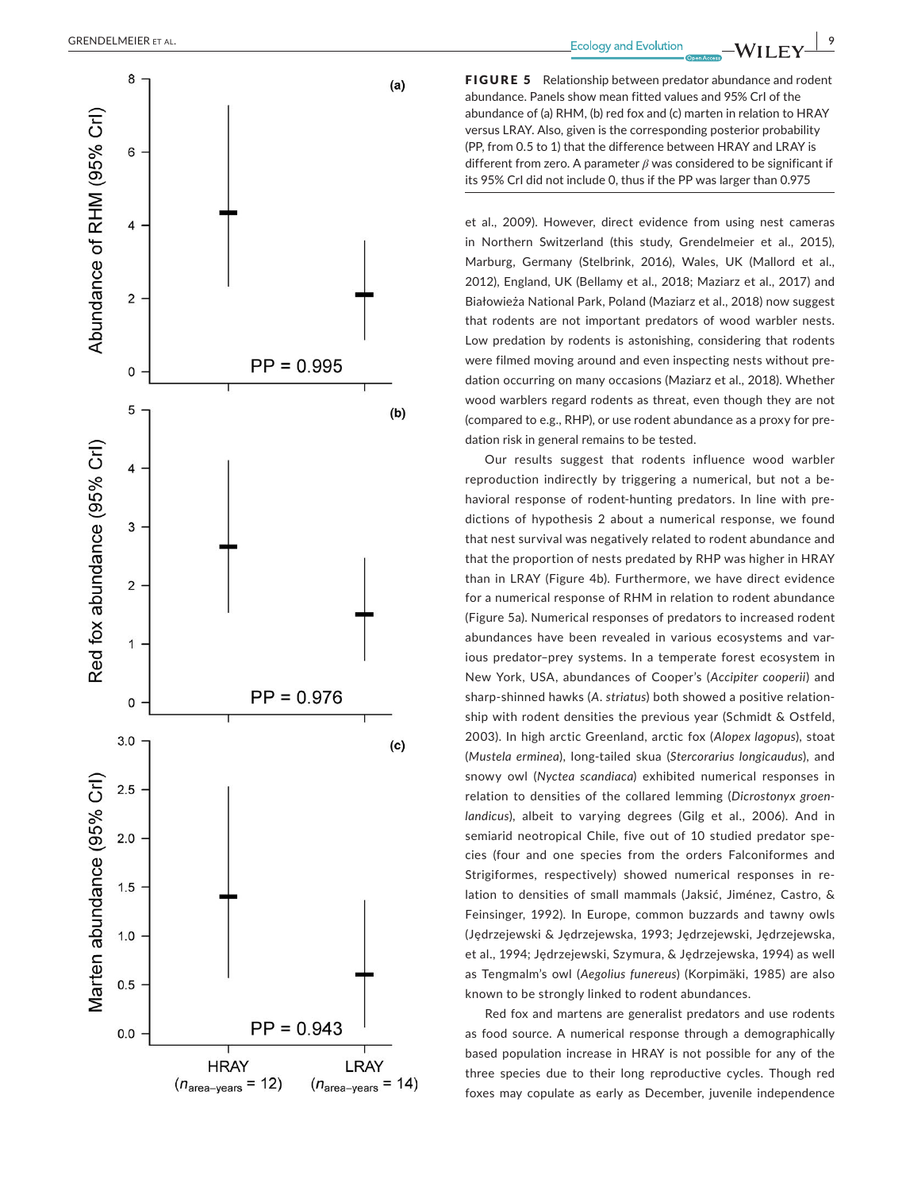**FIGURE 5** Relationship between predator abundance and rodent abundance. Panels show mean fitted values and 95% CrI of the abundance of (a) RHM, (b) red fox and (c) marten in relation to HRAY versus LRAY. Also, given is the corresponding posterior probability (PP, from 0.5 to 1) that the difference between HRAY and LRAY is different from zero. A parameter $\beta$ was considered to be significant if its 95% CrI did not include 0, thus if the PP was larger than 0.975

et al., 2009). However, direct evidence from using nest cameras in Northern Switzerland (this study, Grendelmeier et al., 2015), Marburg, Germany (Stelbrink, 2016), Wales, UK (Mallord et al., 2012), England, UK (Bellamy et al., 2018; Maziarz et al., 2017) and Białowieża National Park, Poland (Maziarz et al., 2018) now suggest that rodents are not important predators of wood warbler nests. Low predation by rodents is astonishing, considering that rodents were filmed moving around and even inspecting nests without predation occurring on many occasions (Maziarz et al., 2018). Whether wood warblers regard rodents as threat, even though they are not (compared to e.g., RHP), or use rodent abundance as a proxy for predation risk in general remains to be tested.

Our results suggest that rodents influence wood warbler reproduction indirectly by triggering a numerical, but not a behavioral response of rodent-hunting predators. In line with predictions of hypothesis 2 about a numerical response, we found that nest survival was negatively related to rodent abundance and that the proportion of nests predated by RHP was higher in HRAY than in LRAY (Figure 4b). Furthermore, we have direct evidence for a numerical response of RHM in relation to rodent abundance (Figure 5a). Numerical responses of predators to increased rodent abundances have been revealed in various ecosystems and various predator–prey systems. In a temperate forest ecosystem in New York, USA, abundances of Cooper's (*Accipiter cooperii*) and sharp-shinned hawks (*A. striatus*) both showed a positive relationship with rodent densities the previous year (Schmidt & Ostfeld, 2003). In high arctic Greenland, arctic fox (*Alopex lagopus*), stoat (*Mustela erminea*), long-tailed skua (*Stercorarius longicaudus*), and snowy owl (*Nyctea scandiaca*) exhibited numerical responses in relation to densities of the collared lemming (*Dicrostonyx groenlandicus*), albeit to varying degrees (Gilg et al., 2006). And in semiarid neotropical Chile, five out of 10 studied predator species (four and one species from the orders Falconiformes and Strigiformes, respectively) showed numerical responses in relation to densities of small mammals (Jaksić, Jiménez, Castro, & Feinsinger, 1992). In Europe, common buzzards and tawny owls (Jędrzejewski & Jędrzejewska, 1993; Jędrzejewski, Jędrzejewska, et al., 1994; Jędrzejewski, Szymura, & Jędrzejewska, 1994) as well as Tengmalm's owl (*Aegolius funereus*) (Korpimäki, 1985) are also known to be strongly linked to rodent abundances.

Red fox and martens are generalist predators and use rodents as food source. A numerical response through a demographically based population increase in HRAY is not possible for any of the three species due to their long reproductive cycles. Though red foxes may copulate as early as December, juvenile independence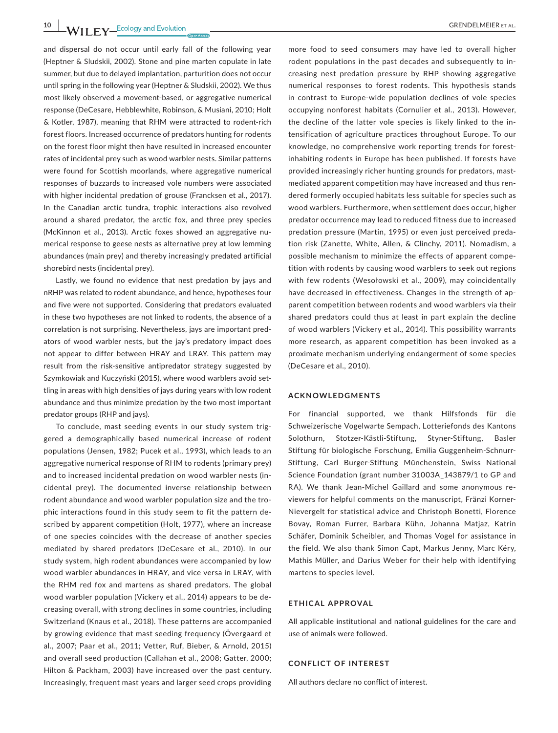and dispersal do not occur until early fall of the following year (Heptner & Sludskii, 2002). Stone and pine marten copulate in late summer, but due to delayed implantation, parturition does not occur until spring in the following year (Heptner & Sludskii, 2002). We thus most likely observed a movement-based, or aggregative numerical response (DeCesare, Hebblewhite, Robinson, & Musiani, 2010; Holt & Kotler, 1987), meaning that RHM were attracted to rodent-rich forest floors. Increased occurrence of predators hunting for rodents on the forest floor might then have resulted in increased encounter rates of incidental prey such as wood warbler nests. Similar patterns were found for Scottish moorlands, where aggregative numerical responses of buzzards to increased vole numbers were associated with higher incidental predation of grouse (Francksen et al., 2017). In the Canadian arctic tundra, trophic interactions also revolved around a shared predator, the arctic fox, and three prey species (McKinnon et al., 2013). Arctic foxes showed an aggregative numerical response to geese nests as alternative prey at low lemming abundances (main prey) and thereby increasingly predated artificial shorebird nests (incidental prey).

Lastly, we found no evidence that nest predation by jays and nRHP was related to rodent abundance, and hence, hypotheses four and five were not supported. Considering that predators evaluated in these two hypotheses are not linked to rodents, the absence of a correlation is not surprising. Nevertheless, jays are important predators of wood warbler nests, but the jay's predatory impact does not appear to differ between HRAY and LRAY. This pattern may result from the risk-sensitive antipredator strategy suggested by Szymkowiak and Kuczyński (2015), where wood warblers avoid settling in areas with high densities of jays during years with low rodent abundance and thus minimize predation by the two most important predator groups (RHP and jays).

To conclude, mast seeding events in our study system triggered a demographically based numerical increase of rodent populations (Jensen, 1982; Pucek et al., 1993), which leads to an aggregative numerical response of RHM to rodents (primary prey) and to increased incidental predation on wood warbler nests (incidental prey). The documented inverse relationship between rodent abundance and wood warbler population size and the trophic interactions found in this study seem to fit the pattern described by apparent competition (Holt, 1977), where an increase of one species coincides with the decrease of another species mediated by shared predators (DeCesare et al., 2010). In our study system, high rodent abundances were accompanied by low wood warbler abundances in HRAY, and vice versa in LRAY, with the RHM red fox and martens as shared predators. The global wood warbler population (Vickery et al., 2014) appears to be decreasing overall, with strong declines in some countries, including Switzerland (Knaus et al., 2018). These patterns are accompanied by growing evidence that mast seeding frequency (Övergaard et al., 2007; Paar et al., 2011; Vetter, Ruf, Bieber, & Arnold, 2015) and overall seed production (Callahan et al., 2008; Gatter, 2000; Hilton & Packham, 2003) have increased over the past century. Increasingly, frequent mast years and larger seed crops providing more food to seed consumers may have led to overall higher rodent populations in the past decades and subsequently to increasing nest predation pressure by RHP showing aggregative numerical responses to forest rodents. This hypothesis stands in contrast to Europe-wide population declines of vole species occupying nonforest habitats (Cornulier et al., 2013). However, the decline of the latter vole species is likely linked to the intensification of agriculture practices throughout Europe. To our knowledge, no comprehensive work reporting trends for forest-inhabiting rodents in Europe has been published. If forests have provided increasingly richer hunting grounds for predators, mast-mediated apparent competition may have increased and thus rendered formerly occupied habitats less suitable for species such as wood warblers. Furthermore, when settlement does occur, higher predator occurrence may lead to reduced fitness due to increased predation pressure (Martin, 1995) or even just perceived predation risk (Zanette, White, Allen, & Clinchy, 2011). Nomadism, a possible mechanism to minimize the effects of apparent competition with rodents by causing wood warblers to seek out regions with few rodents (Wesołowski et al., 2009), may coincidentally have decreased in effectiveness. Changes in the strength of apparent competition between rodents and wood warblers via their shared predators could thus at least in part explain the decline of wood warblers (Vickery et al., 2014). This possibility warrants more research, as apparent competition has been invoked as a proximate mechanism underlying endangerment of some species (DeCesare et al., 2010).

## ACKNOWLEDGMENTS

For financial supported, we thank Hilfsfonds für die Schweizerische Vogelwarte Sempach, Lotteriefonds des Kantons Solothurn, Stotzer-Kästli-Stiftung, Styner-Stiftung, Basler Stiftung für biologische Forschung, Emilia Guggenheim-Schnurr-Stiftung, Carl Burger-Stiftung Münchenstein, Swiss National Science Foundation (grant number 31003A_143879/1 to GP and RA). We thank Jean-Michel Gaillard and some anonymous reviewers for helpful comments on the manuscript, Fränzi Korner-Nievergelt for statistical advice and Christoph Bonetti, Florence Bovay, Roman Furrer, Barbara Kühn, Johanna Matjaz, Katrin Schäfer, Dominik Scheibler, and Thomas Vogel for assistance in the field. We also thank Simon Capt, Markus Jenny, Marc Kéry, Mathis Müller, and Darius Weber for their help with identifying martens to species level.

## ETHICAL APPROVAL

All applicable institutional and national guidelines for the care and use of animals were followed.

## CONFLICT OF INTEREST

All authors declare no conflict of interest.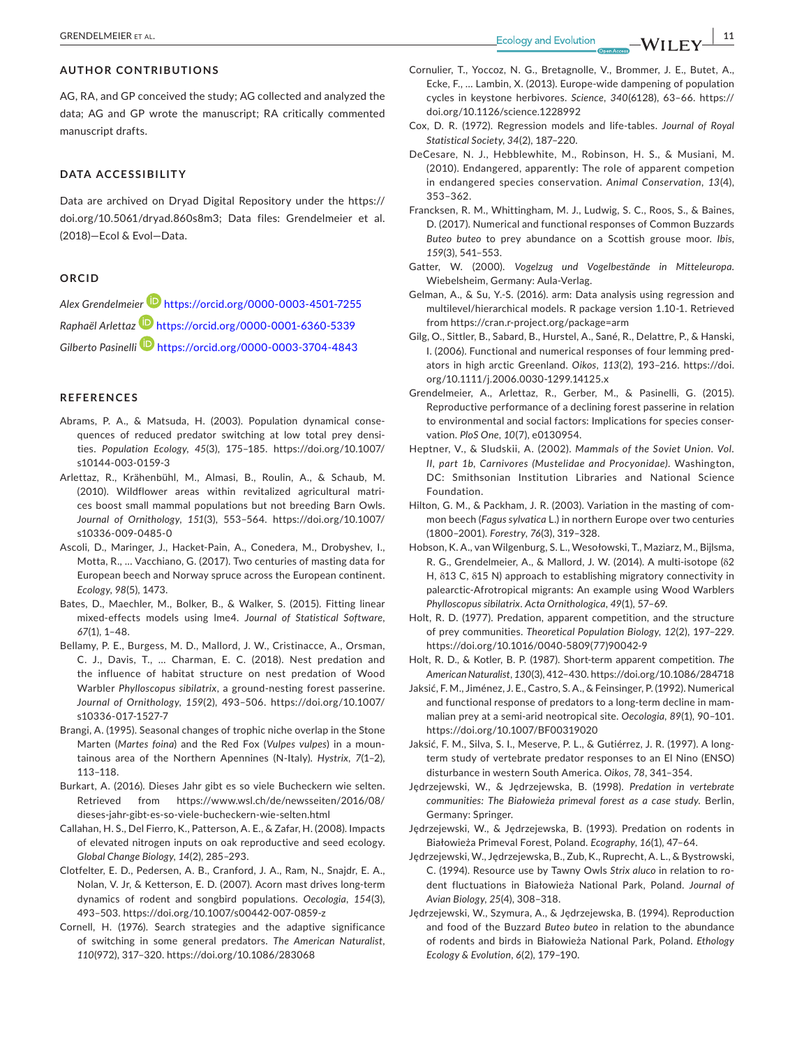## AUTHOR CONTRIBUTIONS

AG, RA, and GP conceived the study; AG collected and analyzed the data; AG and GP wrote the manuscript; RA critically commented manuscript drafts.

## DATA ACCESSIBILITY

Data are archived on Dryad Digital Repository under the https://doi.org/10.5061/dryad.860s8m3; Data files: Grendelmeier et al. (2018)—Ecol & Evol—Data.

## ORCID

*Alex Grendelmeier* https://orcid.org/0000-0003-4501-7255

*Raphaël Arlettaz* https://orcid.org/0000-0001-6360-5339

*Gilberto Pasinelli* https://orcid.org/0000-0003-3704-4843

## REFERENCES

Abrams, P. A., & Matsuda, H. (2003). Population dynamical consequences of reduced predator switching at low total prey densities. *Population Ecology*, *45*(3), 175–185. https://doi.org/10.1007/s10144-003-0159-3

Arlettaz, R., Krähenbühl, M., Almasi, B., Roulin, A., & Schaub, M. (2010). Wildflower areas within revitalized agricultural matrices boost small mammal populations but not breeding Barn Owls. *Journal of Ornithology*, *151*(3), 553–564. https://doi.org/10.1007/s10336-009-0485-0

Ascoli, D., Maringer, J., Hacket-Pain, A., Conedera, M., Drobyshev, I., Motta, R., … Vacchiano, G. (2017). Two centuries of masting data for European beech and Norway spruce across the European continent. *Ecology*, *98*(5), 1473.

Bates, D., Maechler, M., Bolker, B., & Walker, S. (2015). Fitting linear mixed-effects models using lme4. *Journal of Statistical Software*, *67*(1), 1–48.

Bellamy, P. E., Burgess, M. D., Mallord, J. W., Cristinacce, A., Orsman, C. J., Davis, T., … Charman, E. C. (2018). Nest predation and the influence of habitat structure on nest predation of Wood Warbler *Phylloscopus sibilatrix*, a ground-nesting forest passerine. *Journal of Ornithology*, *159*(2), 493–506. https://doi.org/10.1007/s10336-017-1527-7

Brangi, A. (1995). Seasonal changes of trophic niche overlap in the Stone Marten (*Martes foina*) and the Red Fox (*Vulpes vulpes*) in a mountainous area of the Northern Apennines (N-Italy). *Hystrix*, *7*(1–2), 113–118.

Burkart, A. (2016). Dieses Jahr gibt es so viele Bucheckern wie selten. Retrieved from https://www.wsl.ch/de/newsseiten/2016/08/dieses-jahr-gibt-es-so-viele-bucheckern-wie-selten.html

Callahan, H. S., Del Fierro, K., Patterson, A. E., & Zafar, H. (2008). Impacts of elevated nitrogen inputs on oak reproductive and seed ecology. *Global Change Biology*, *14*(2), 285–293.

Clotfelter, E. D., Pedersen, A. B., Cranford, J. A., Ram, N., Snajdr, E. A., Nolan, V. Jr, & Ketterson, E. D. (2007). Acorn mast drives long-term dynamics of rodent and songbird populations. *Oecologia*, *154*(3), 493–503. https://doi.org/10.1007/s00442-007-0859-z

Cornell, H. (1976). Search strategies and the adaptive significance of switching in some general predators. *The American Naturalist*, *110*(972), 317–320. https://doi.org/10.1086/283068

Cornulier, T., Yoccoz, N. G., Bretagnolle, V., Brommer, J. E., Butet, A., Ecke, F., … Lambin, X. (2013). Europe-wide dampening of population cycles in keystone herbivores. *Science*, *340*(6128), 63–66. https://doi.org/10.1126/science.1228992

Cox, D. R. (1972). Regression models and life-tables. *Journal of Royal Statistical Society*, *34*(2), 187–220.

DeCesare, N. J., Hebblewhite, M., Robinson, H. S., & Musiani, M. (2010). Endangered, apparently: The role of apparent competion in endangered species conservation. *Animal Conservation*, *13*(4), 353–362.

Francksen, R. M., Whittingham, M. J., Ludwig, S. C., Roos, S., & Baines, D. (2017). Numerical and functional responses of Common Buzzards *Buteo buteo* to prey abundance on a Scottish grouse moor. *Ibis*, *159*(3), 541–553.

Gatter, W. (2000). *Vogelzug und Vogelbestände in Mitteleuropa*. Wiebelsheim, Germany: Aula-Verlag.

Gelman, A., & Su, Y.-S. (2016). arm: Data analysis using regression and multilevel/hierarchical models. R package version 1.10-1. Retrieved from https://cran.r-project.org/package=arm

Gilg, O., Sittler, B., Sabard, B., Hurstel, A., Sané, R., Delattre, P., & Hanski, I. (2006). Functional and numerical responses of four lemming predators in high arctic Greenland. *Oikos*, *113*(2), 193–216. https://doi.org/10.1111/j.2006.0030-1299.14125.x

Grendelmeier, A., Arlettaz, R., Gerber, M., & Pasinelli, G. (2015). Reproductive performance of a declining forest passerine in relation to environmental and social factors: Implications for species conservation. *PloS One*, *10*(7), e0130954.

Heptner, V., & Sludskii, A. (2002). *Mammals of the Soviet Union. Vol. II, part 1b, Carnivores (Mustelidae and Procyonidae)*. Washington, DC: Smithsonian Institution Libraries and National Science Foundation.

Hilton, G. M., & Packham, J. R. (2003). Variation in the masting of common beech (*Fagus sylvatica* L.) in northern Europe over two centuries (1800–2001). *Forestry*, *76*(3), 319–328.

Hobson, K. A., van Wilgenburg, S. L., Wesołowski, T., Maziarz, M., Bijlsma, R. G., Grendelmeier, A., & Mallord, J. W. (2014). A multi-isotope (δ2 H, δ13 C, δ15 N) approach to establishing migratory connectivity in palearctic-Afrotropical migrants: An example using Wood Warblers *Phylloscopus sibilatrix*. *Acta Ornithologica*, *49*(1), 57–69.

Holt, R. D. (1977). Predation, apparent competition, and the structure of prey communities. *Theoretical Population Biology*, *12*(2), 197–229. https://doi.org/10.1016/0040-5809(77)90042-9

Holt, R. D., & Kotler, B. P. (1987). Short-term apparent competition. *The American Naturalist*, *130*(3), 412–430. https://doi.org/10.1086/284718

Jaksić, F. M., Jiménez, J. E., Castro, S. A., & Feinsinger, P. (1992). Numerical and functional response of predators to a long-term decline in mammalian prey at a semi-arid neotropical site. *Oecologia*, *89*(1), 90–101. https://doi.org/10.1007/BF00319020

Jaksić, F. M., Silva, S. I., Meserve, P. L., & Gutiérrez, J. R. (1997). A long-term study of vertebrate predator responses to an El Nino (ENSO) disturbance in western South America. *Oikos*, *78*, 341–354.

Jędrzejewski, W., & Jędrzejewska, B. (1998). *Predation in vertebrate communities: The Białowieża primeval forest as a case study*. Berlin, Germany: Springer.

Jędrzejewski, W., & Jędrzejewska, B. (1993). Predation on rodents in Białowieża Primeval Forest, Poland. *Ecography*, *16*(1), 47–64.

Jędrzejewski, W., Jędrzejewska, B., Zub, K., Ruprecht, A. L., & Bystrowski, C. (1994). Resource use by Tawny Owls *Strix aluco* in relation to rodent fluctuations in Białowieża National Park, Poland. *Journal of Avian Biology*, *25*(4), 308–318.

Jędrzejewski, W., Szymura, A., & Jędrzejewska, B. (1994). Reproduction and food of the Buzzard *Buteo buteo* in relation to the abundance of rodents and birds in Białowieża National Park, Poland. *Ethology Ecology & Evolution*, *6*(2), 179–190.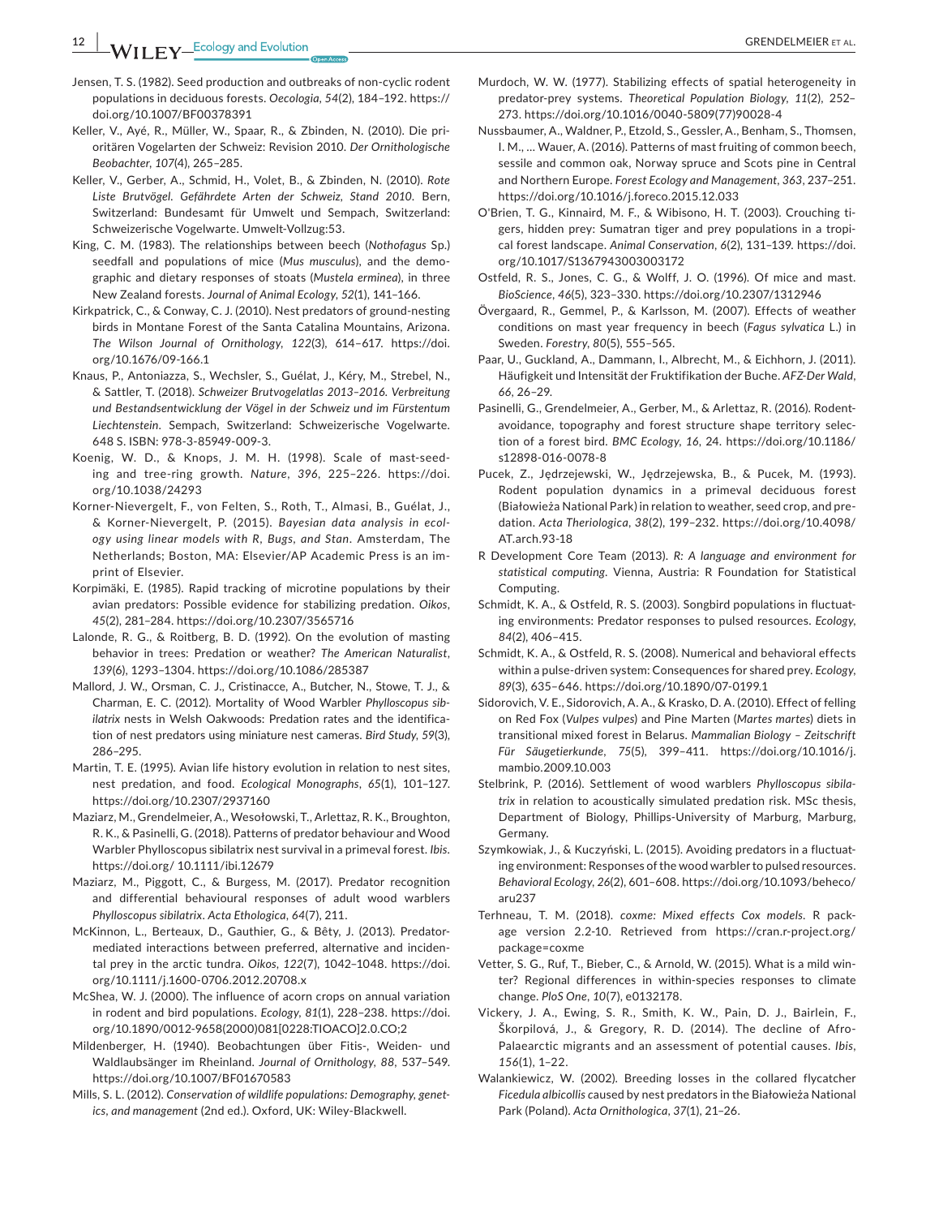Jensen, T. S. (1982). Seed production and outbreaks of non-cyclic rodent populations in deciduous forests. *Oecologia*, *54*(2), 184–192. https://doi.org/10.1007/BF00378391

Keller, V., Ayé, R., Müller, W., Spaar, R., & Zbinden, N. (2010). Die prioritären Vogelarten der Schweiz: Revision 2010. *Der Ornithologische Beobachter*, *107*(4), 265–285.

Keller, V., Gerber, A., Schmid, H., Volet, B., & Zbinden, N. (2010). *Rote Liste Brutvögel. Gefährdete Arten der Schweiz, Stand 2010*. Bern, Switzerland: Bundesamt für Umwelt und Sempach, Switzerland: Schweizerische Vogelwarte. Umwelt-Vollzug:53.

King, C. M. (1983). The relationships between beech (*Nothofagus* Sp.) seedfall and populations of mice (*Mus musculus*), and the demographic and dietary responses of stoats (*Mustela erminea*), in three New Zealand forests. *Journal of Animal Ecology*, *52*(1), 141–166.

Kirkpatrick, C., & Conway, C. J. (2010). Nest predators of ground-nesting birds in Montane Forest of the Santa Catalina Mountains, Arizona. *The Wilson Journal of Ornithology*, *122*(3), 614–617. https://doi.org/10.1676/09-166.1

Knaus, P., Antoniazza, S., Wechsler, S., Guélat, J., Kéry, M., Strebel, N., & Sattler, T. (2018). *Schweizer Brutvogelatlas 2013–2016. Verbreitung und Bestandsentwicklung der Vögel in der Schweiz und im Fürstentum Liechtenstein*. Sempach, Switzerland: Schweizerische Vogelwarte. 648 S. ISBN: 978-3-85949-009-3.

Koenig, W. D., & Knops, J. M. H. (1998). Scale of mast-seeding and tree-ring growth. *Nature*, *396*, 225–226. https://doi.org/10.1038/24293

Korner-Nievergelt, F., von Felten, S., Roth, T., Almasi, B., Guélat, J., & Korner-Nievergelt, P. (2015). *Bayesian data analysis in ecology using linear models with R, Bugs, and Stan*. Amsterdam, The Netherlands; Boston, MA: Elsevier/AP Academic Press is an imprint of Elsevier.

Korpimäki, E. (1985). Rapid tracking of microtine populations by their avian predators: Possible evidence for stabilizing predation. *Oikos*, *45*(2), 281–284. https://doi.org/10.2307/3565716

Lalonde, R. G., & Roitberg, B. D. (1992). On the evolution of masting behavior in trees: Predation or weather? *The American Naturalist*, *139*(6), 1293–1304. https://doi.org/10.1086/285387

Mallord, J. W., Orsman, C. J., Cristinacce, A., Butcher, N., Stowe, T. J., & Charman, E. C. (2012). Mortality of Wood Warbler *Phylloscopus sibilatrix* nests in Welsh Oakwoods: Predation rates and the identification of nest predators using miniature nest cameras. *Bird Study*, *59*(3), 286–295.

Martin, T. E. (1995). Avian life history evolution in relation to nest sites, nest predation, and food. *Ecological Monographs*, *65*(1), 101–127. https://doi.org/10.2307/2937160

Maziarz, M., Grendelmeier, A., Wesołowski, T., Arlettaz, R. K., Broughton, R. K., & Pasinelli, G. (2018). Patterns of predator behaviour and Wood Warbler Phylloscopus sibilatrix nest survival in a primeval forest. *Ibis*. https://doi.org/ 10.1111/ibi.12679

Maziarz, M., Piggott, C., & Burgess, M. (2017). Predator recognition and differential behavioural responses of adult wood warblers *Phylloscopus sibilatrix*. *Acta Ethologica*, *64*(7), 211.

McKinnon, L., Berteaux, D., Gauthier, G., & Bêty, J. (2013). Predator-mediated interactions between preferred, alternative and incidental prey in the arctic tundra. *Oikos*, *122*(7), 1042–1048. https://doi.org/10.1111/j.1600-0706.2012.20708.x

McShea, W. J. (2000). The influence of acorn crops on annual variation in rodent and bird populations. *Ecology*, *81*(1), 228–238. https://doi.org/10.1890/0012-9658(2000)081[0228:TIOACO]2.0.CO;2

Mildenberger, H. (1940). Beobachtungen über Fitis-, Weiden- und Waldlaubsänger im Rheinland. *Journal of Ornithology*, *88*, 537–549. https://doi.org/10.1007/BF01670583

Mills, S. L. (2012). *Conservation of wildlife populations: Demography, genetics, and management* (2nd ed.). Oxford, UK: Wiley-Blackwell.

Murdoch, W. W. (1977). Stabilizing effects of spatial heterogeneity in predator-prey systems. *Theoretical Population Biology*, *11*(2), 252–273. https://doi.org/10.1016/0040-5809(77)90028-4

Nussbaumer, A., Waldner, P., Etzold, S., Gessler, A., Benham, S., Thomsen, I. M., … Wauer, A. (2016). Patterns of mast fruiting of common beech, sessile and common oak, Norway spruce and Scots pine in Central and Northern Europe. *Forest Ecology and Management*, *363*, 237–251. https://doi.org/10.1016/j.foreco.2015.12.033

O'Brien, T. G., Kinnaird, M. F., & Wibisono, H. T. (2003). Crouching tigers, hidden prey: Sumatran tiger and prey populations in a tropical forest landscape. *Animal Conservation*, *6*(2), 131–139. https://doi.org/10.1017/S1367943003003172

Ostfeld, R. S., Jones, C. G., & Wolff, J. O. (1996). Of mice and mast. *BioScience*, *46*(5), 323–330. https://doi.org/10.2307/1312946

Övergaard, R., Gemmel, P., & Karlsson, M. (2007). Effects of weather conditions on mast year frequency in beech (*Fagus sylvatica* L.) in Sweden. *Forestry*, *80*(5), 555–565.

Paar, U., Guckland, A., Dammann, I., Albrecht, M., & Eichhorn, J. (2011). Häufigkeit und Intensität der Fruktifikation der Buche. *AFZ-Der Wald*, *66*, 26–29.

Pasinelli, G., Grendelmeier, A., Gerber, M., & Arlettaz, R. (2016). Rodent-avoidance, topography and forest structure shape territory selection of a forest bird. *BMC Ecology*, *16*, 24. https://doi.org/10.1186/s12898-016-0078-8

Pucek, Z., Jędrzejewski, W., Jędrzejewska, B., & Pucek, M. (1993). Rodent population dynamics in a primeval deciduous forest (Białowieża National Park) in relation to weather, seed crop, and predation. *Acta Theriologica*, *38*(2), 199–232. https://doi.org/10.4098/AT.arch.93-18

R Development Core Team (2013). *R: A language and environment for statistical computing*. Vienna, Austria: R Foundation for Statistical Computing.

Schmidt, K. A., & Ostfeld, R. S. (2003). Songbird populations in fluctuating environments: Predator responses to pulsed resources. *Ecology*, *84*(2), 406–415.

Schmidt, K. A., & Ostfeld, R. S. (2008). Numerical and behavioral effects within a pulse-driven system: Consequences for shared prey. *Ecology*, *89*(3), 635–646. https://doi.org/10.1890/07-0199.1

Sidorovich, V. E., Sidorovich, A. A., & Krasko, D. A. (2010). Effect of felling on Red Fox (*Vulpes vulpes*) and Pine Marten (*Martes martes*) diets in transitional mixed forest in Belarus. *Mammalian Biology – Zeitschrift Für Säugetierkunde*, *75*(5), 399–411. https://doi.org/10.1016/j.mambio.2009.10.003

Stelbrink, P. (2016). Settlement of wood warblers *Phylloscopus sibilatrix* in relation to acoustically simulated predation risk. MSc thesis, Department of Biology, Phillips-University of Marburg, Marburg, Germany.

Szymkowiak, J., & Kuczyński, L. (2015). Avoiding predators in a fluctuating environment: Responses of the wood warbler to pulsed resources. *Behavioral Ecology*, *26*(2), 601–608. https://doi.org/10.1093/beheco/aru237

Terhneau, T. M. (2018). *coxme: Mixed effects Cox models*. R package version 2.2-10. Retrieved from https://cran.r-project.org/package=coxme

Vetter, S. G., Ruf, T., Bieber, C., & Arnold, W. (2015). What is a mild winter? Regional differences in within-species responses to climate change. *PloS One*, *10*(7), e0132178.

Vickery, J. A., Ewing, S. R., Smith, K. W., Pain, D. J., Bairlein, F., Škorpilová, J., & Gregory, R. D. (2014). The decline of Afro-Palaearctic migrants and an assessment of potential causes. *Ibis*, *156*(1), 1–22.

Walankiewicz, W. (2002). Breeding losses in the collared flycatcher *Ficedula albicollis* caused by nest predators in the Białowieża National Park (Poland). *Acta Ornithologica*, *37*(1), 21–26.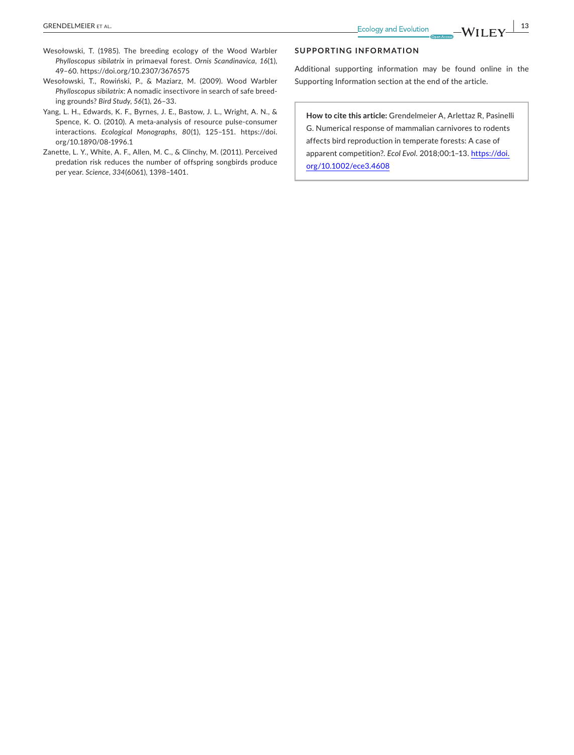Wesołowski, T. (1985). The breeding ecology of the Wood Warbler *Phylloscopus sibilatrix* in primaeval forest. *Ornis Scandinavica*, *16*(1), 49–60. https://doi.org/10.2307/3676575

Wesołowski, T., Rowiński, P., & Maziarz, M. (2009). Wood Warbler *Phylloscopus sibilatrix*: A nomadic insectivore in search of safe breeding grounds? *Bird Study*, *56*(1), 26–33.

Yang, L. H., Edwards, K. F., Byrnes, J. E., Bastow, J. L., Wright, A. N., & Spence, K. O. (2010). A meta-analysis of resource pulse-consumer interactions. *Ecological Monographs*, *80*(1), 125–151. https://doi.org/10.1890/08-1996.1

Zanette, L. Y., White, A. F., Allen, M. C., & Clinchy, M. (2011). Perceived predation risk reduces the number of offspring songbirds produce per year. *Science*, *334*(6061), 1398–1401.

## SUPPORTING INFORMATION

Additional supporting information may be found online in the Supporting Information section at the end of the article.

**How to cite this article:** Grendelmeier A, Arlettaz R, Pasinelli G. Numerical response of mammalian carnivores to rodents affects bird reproduction in temperate forests: A case of apparent competition?. *Ecol Evol*. 2018;00:1–13. https://doi.org/10.1002/ece3.4608